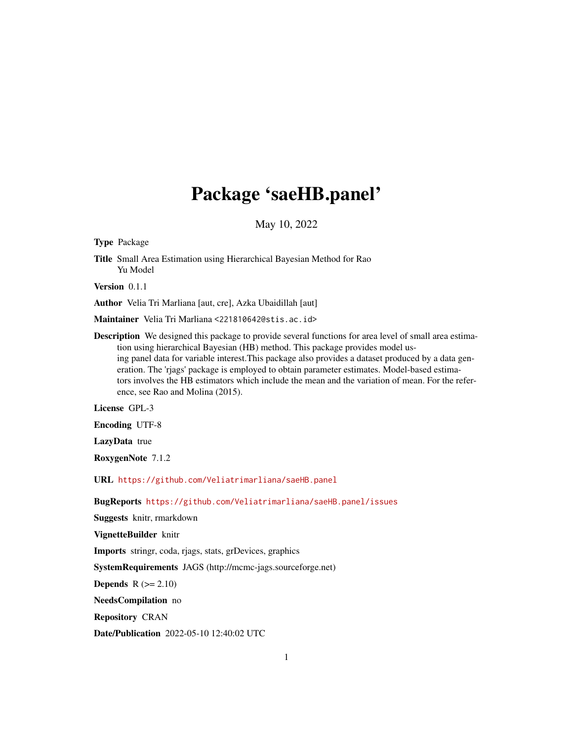# Package 'saeHB.panel'

May 10, 2022

**Type** Package

**Title** Small Area Estimation using Hierarchical Bayesian Method for Rao Yu Model

**Version** 0.1.1

**Author** Velia Tri Marliana [aut, cre], Azka Ubaidillah [aut]

**Maintainer** Velia Tri Marliana <221810642@stis.ac.id>

**Description** We designed this package to provide several functions for area level of small area estimation using hierarchical Bayesian (HB) method. This package provides model using panel data for variable interest.This package also provides a dataset produced by a data generation. The 'rjags' package is employed to obtain parameter estimates. Model-based estimators involves the HB estimators which include the mean and the variation of mean. For the reference, see Rao and Molina (2015).

**License** GPL-3

**Encoding** UTF-8

**LazyData** true

**RoxygenNote** 7.1.2

**URL** https://github.com/Veliatrimarliana/saeHB.panel

**BugReports** https://github.com/Veliatrimarliana/saeHB.panel/issues

**Suggests** knitr, rmarkdown

**VignetteBuilder** knitr

**Imports** stringr, coda, rjags, stats, grDevices, graphics

**SystemRequirements** JAGS (http://mcmc-jags.sourceforge.net)

**Depends** R (>= 2.10)

**NeedsCompilation** no

**Repository** CRAN

**Date/Publication** 2022-05-10 12:40:02 UTC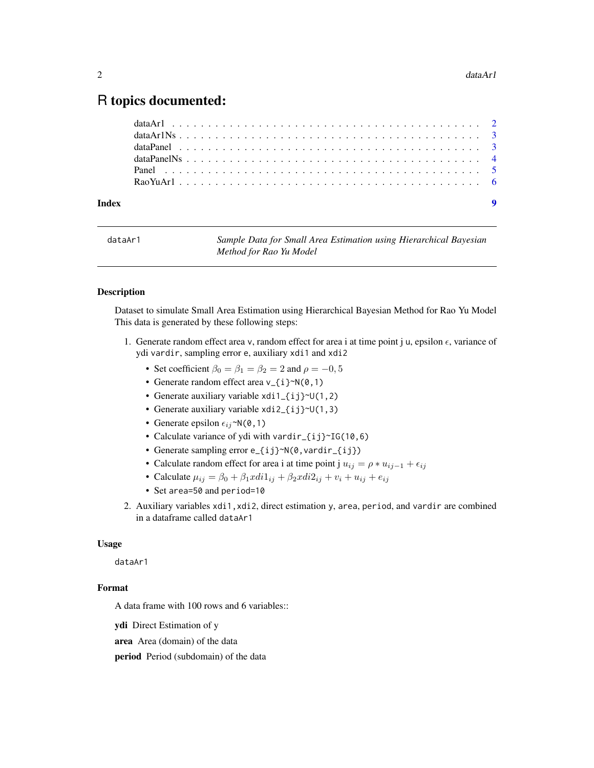# R topics documented:

- dataAr1 . . . . . . . . . . . . . . . . . . . . . . . . . . . . . . . . . . . . . . . . . 2
- dataAr1Ns . . . . . . . . . . . . . . . . . . . . . . . . . . . . . . . . . . . . . . . . 3
- dataPanel . . . . . . . . . . . . . . . . . . . . . . . . . . . . . . . . . . . . . . . . 3
- dataPanelNs . . . . . . . . . . . . . . . . . . . . . . . . . . . . . . . . . . . . . . . 4
- Panel . . . . . . . . . . . . . . . . . . . . . . . . . . . . . . . . . . . . . . . . . . 5
- RaoYuAr1 . . . . . . . . . . . . . . . . . . . . . . . . . . . . . . . . . . . . . . . . 6

**Index** 9

---

`dataAr1` *Sample Data for Small Area Estimation using Hierarchical Bayesian Method for Rao Yu Model*

---

## Description

Dataset to simulate Small Area Estimation using Hierarchical Bayesian Method for Rao Yu Model This data is generated by these following steps:

1. Generate random effect area `v`, random effect for area i at time point j `u`, epsilon $\epsilon$, variance of ydi `vardir`, sampling error `e`, auxiliary `xdi1` and `xdi2`
   - Set coefficient $\beta_0 = \beta_1 = \beta_2 = 2$ and $\rho = -0,5$
   - Generate random effect area `v_{i}~N(0,1)`
   - Generate auxiliary variable `xdi1_{ij}~U(1,2)`
   - Generate auxiliary variable `xdi2_{ij}~U(1,3)`
   - Generate epsilon $\epsilon_{ij}$`~N(0,1)`
   - Calculate variance of ydi with `vardir_{ij}~IG(10,6)`
   - Generate sampling error `e_{ij}~N(0,vardir_{ij})`
   - Calculate random effect for area i at time point j $u_{ij} = \rho * u_{ij-1} + \epsilon_{ij}$
   - Calculate $\mu_{ij} = \beta_0 + \beta_1 xdi1_{ij} + \beta_2 xdi2_{ij} + v_i + u_{ij} + e_{ij}$
   - Set `area=50` and `period=10`
2. Auxiliary variables `xdi1,xdi2`, direct estimation `y`, `area`, `period`, and `vardir` are combined in a dataframe called `dataAr1`

## Usage

```
dataAr1
```

## Format

A data frame with 100 rows and 6 variables::

**ydi** Direct Estimation of y

**area** Area (domain) of the data

**period** Period (subdomain) of the data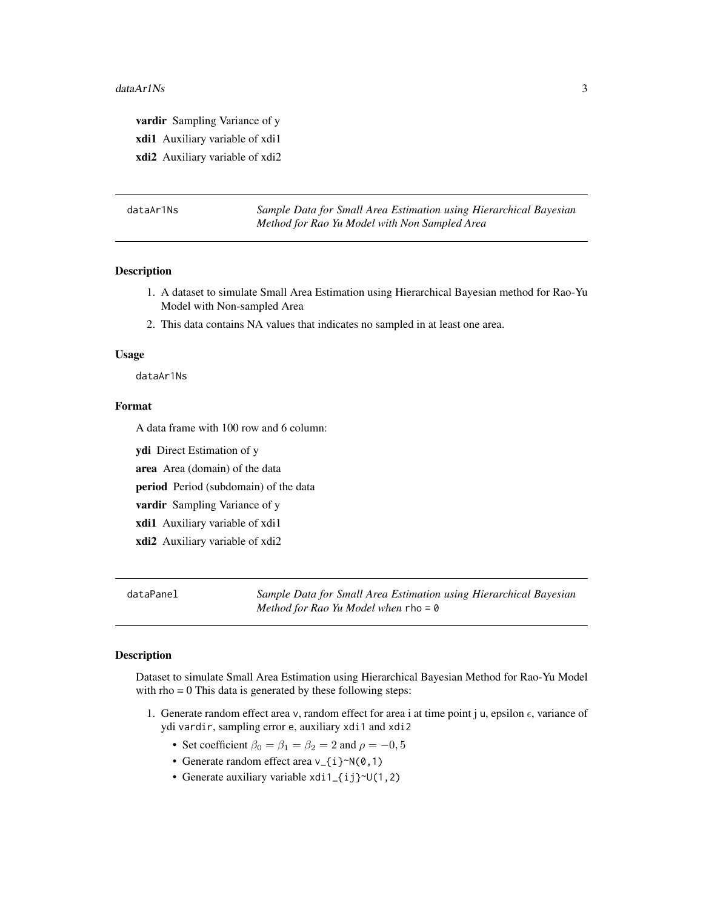**vardir** Sampling Variance of y

**xdi1** Auxiliary variable of xdi1

**xdi2** Auxiliary variable of xdi2

---

## dataAr1Ns — *Sample Data for Small Area Estimation using Hierarchical Bayesian Method for Rao Yu Model with Non Sampled Area*

### Description

1. A dataset to simulate Small Area Estimation using Hierarchical Bayesian method for Rao-Yu Model with Non-sampled Area
2. This data contains NA values that indicates no sampled in at least one area.

### Usage

```
dataAr1Ns
```

### Format

A data frame with 100 row and 6 column:

**ydi** Direct Estimation of y

**area** Area (domain) of the data

**period** Period (subdomain) of the data

**vardir** Sampling Variance of y

**xdi1** Auxiliary variable of xdi1

**xdi2** Auxiliary variable of xdi2

---

## dataPanel — *Sample Data for Small Area Estimation using Hierarchical Bayesian Method for Rao Yu Model when* `rho = 0`

### Description

Dataset to simulate Small Area Estimation using Hierarchical Bayesian Method for Rao-Yu Model with rho = 0 This data is generated by these following steps:

1. Generate random effect area `v`, random effect for area i at time point j `u`, epsilon $\epsilon$, variance of ydi `vardir`, sampling error `e`, auxiliary `xdi1` and `xdi2`
   - Set coefficient $\beta_0 = \beta_1 = \beta_2 = 2$ and $\rho = -0,5$
   - Generate random effect area `v_{i}~N(0,1)`
   - Generate auxiliary variable `xdi1_{ij}~U(1,2)`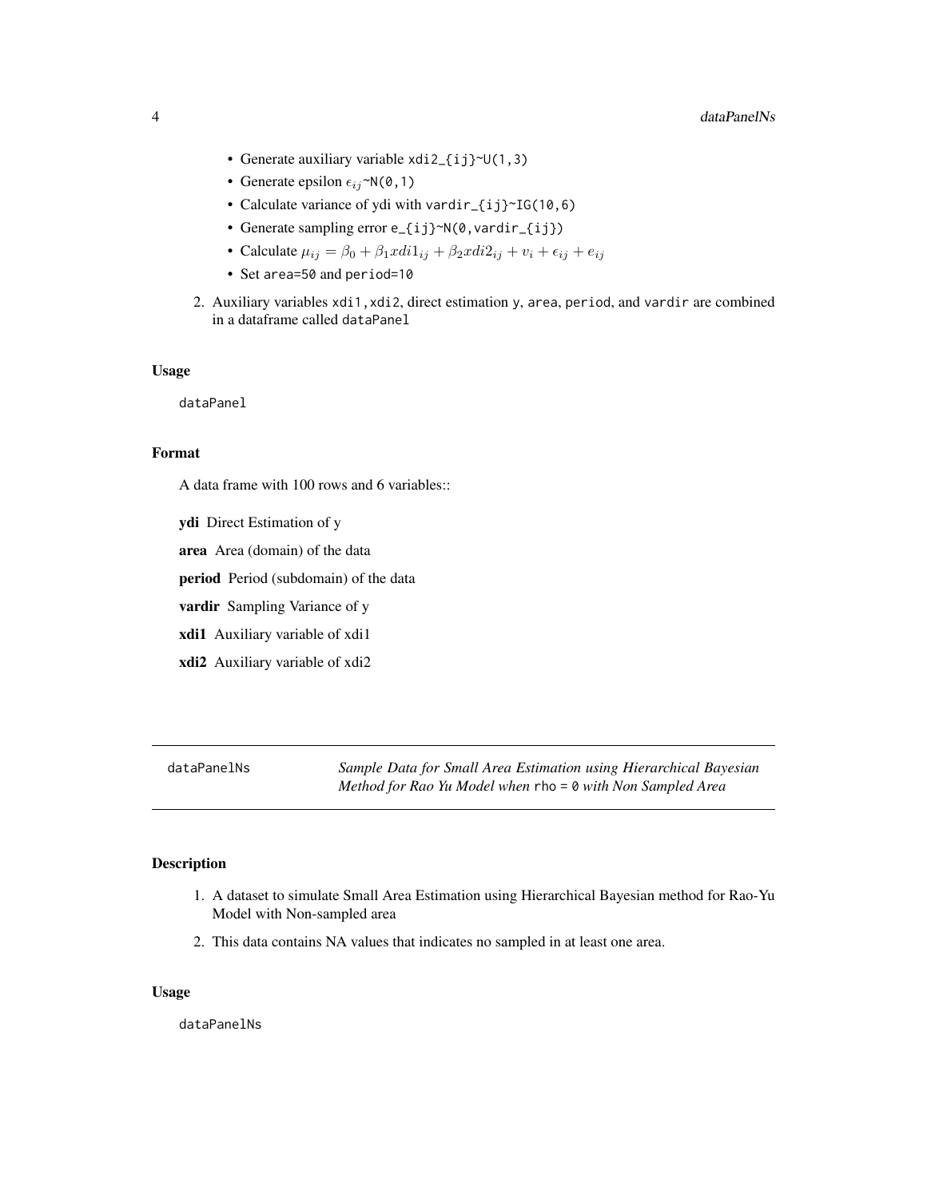- Generate auxiliary variable `xdi2_{ij}~U(1,3)`
- Generate epsilon $\epsilon_{ij}$`~N(0,1)`
- Calculate variance of ydi with `vardir_{ij}~IG(10,6)`
- Generate sampling error `e_{ij}~N(0,vardir_{ij})`
- Calculate $\mu_{ij} = \beta_0 + \beta_1 xdi1_{ij} + \beta_2 xdi2_{ij} + v_i + \epsilon_{ij} + e_{ij}$
- Set `area=50` and `period=10`

2. Auxiliary variables `xdi1,xdi2`, direct estimation `y`, `area`, `period`, and `vardir` are combined in a dataframe called `dataPanel`

### Usage

```
dataPanel
```

### Format

A data frame with 100 rows and 6 variables::

**ydi** Direct Estimation of y

**area** Area (domain) of the data

**period** Period (subdomain) of the data

**vardir** Sampling Variance of y

**xdi1** Auxiliary variable of xdi1

**xdi2** Auxiliary variable of xdi2

---

## dataPanelNs

*Sample Data for Small Area Estimation using Hierarchical Bayesian Method for Rao Yu Model when* `rho = 0` *with Non Sampled Area*

### Description

1. A dataset to simulate Small Area Estimation using Hierarchical Bayesian method for Rao-Yu Model with Non-sampled area
2. This data contains NA values that indicates no sampled in at least one area.

### Usage

```
dataPanelNs
```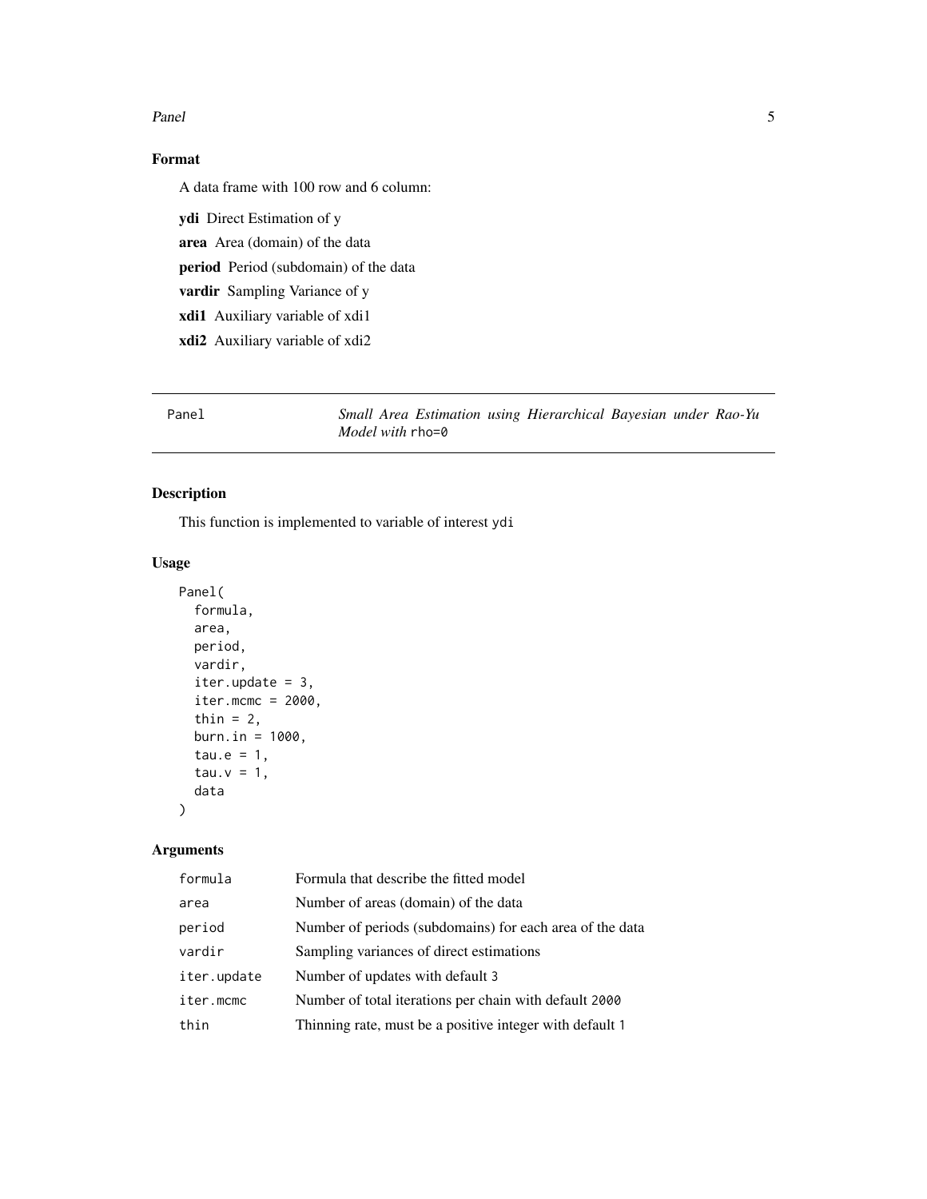## Format

A data frame with 100 row and 6 column:

**ydi** Direct Estimation of y

**area** Area (domain) of the data

**period** Period (subdomain) of the data

**vardir** Sampling Variance of y

**xdi1** Auxiliary variable of xdi1

**xdi2** Auxiliary variable of xdi2

---

# Panel — *Small Area Estimation using Hierarchical Bayesian under Rao-Yu Model with* `rho=0`

---

## Description

This function is implemented to variable of interest `ydi`

## Usage

```
Panel(
  formula,
  area,
  period,
  vardir,
  iter.update = 3,
  iter.mcmc = 2000,
  thin = 2,
  burn.in = 1000,
  tau.e = 1,
  tau.v = 1,
  data
)
```

## Arguments

| | |
|---|---|
| `formula` | Formula that describe the fitted model |
| `area` | Number of areas (domain) of the data |
| `period` | Number of periods (subdomains) for each area of the data |
| `vardir` | Sampling variances of direct estimations |
| `iter.update` | Number of updates with default `3` |
| `iter.mcmc` | Number of total iterations per chain with default `2000` |
| `thin` | Thinning rate, must be a positive integer with default `1` |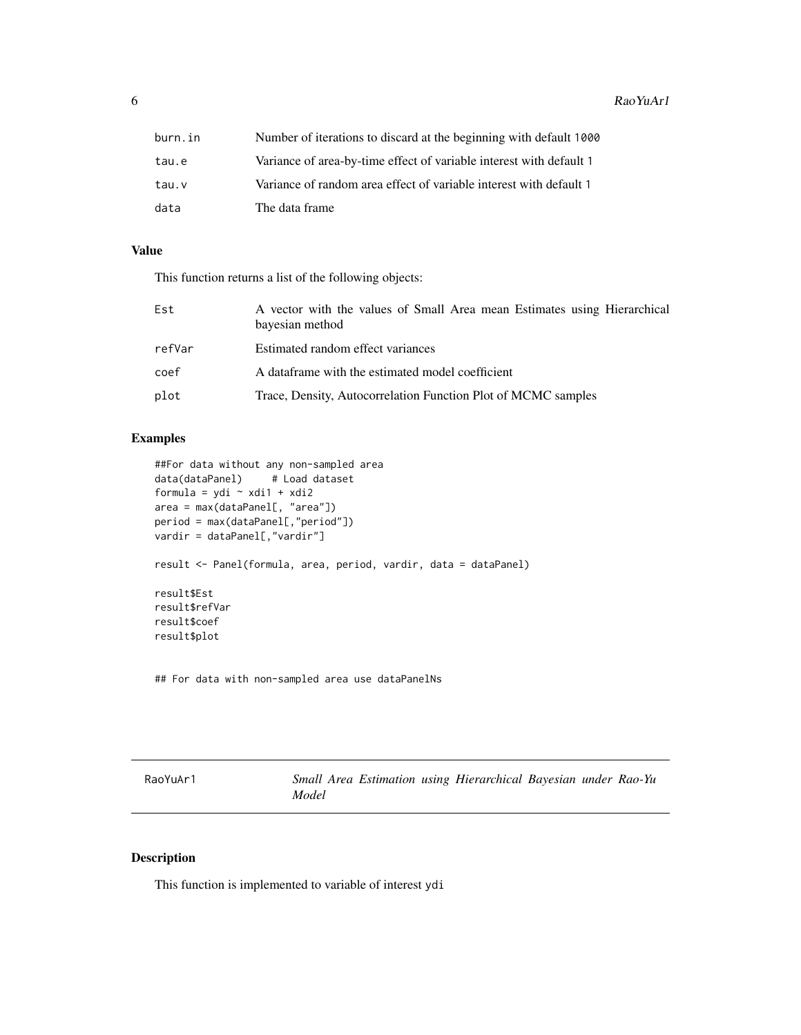| | |
|---|---|
| burn.in | Number of iterations to discard at the beginning with default 1000 |
| tau.e | Variance of area-by-time effect of variable interest with default 1 |
| tau.v | Variance of random area effect of variable interest with default 1 |
| data | The data frame |

## Value

This function returns a list of the following objects:

| | |
|---|---|
| Est | A vector with the values of Small Area mean Estimates using Hierarchical bayesian method |
| refVar | Estimated random effect variances |
| coef | A dataframe with the estimated model coefficient |
| plot | Trace, Density, Autocorrelation Function Plot of MCMC samples |

## Examples

```
##For data without any non-sampled area
data(dataPanel)     # Load dataset
formula = ydi ~ xdi1 + xdi2
area = max(dataPanel[, "area"])
period = max(dataPanel[,"period"])
vardir = dataPanel[,"vardir"]

result <- Panel(formula, area, period, vardir, data = dataPanel)

result$Est
result$refVar
result$coef
result$plot


## For data with non-sampled area use dataPanelNs
```

---

# RaoYuAr1 — *Small Area Estimation using Hierarchical Bayesian under Rao-Yu Model*

## Description

This function is implemented to variable of interest ydi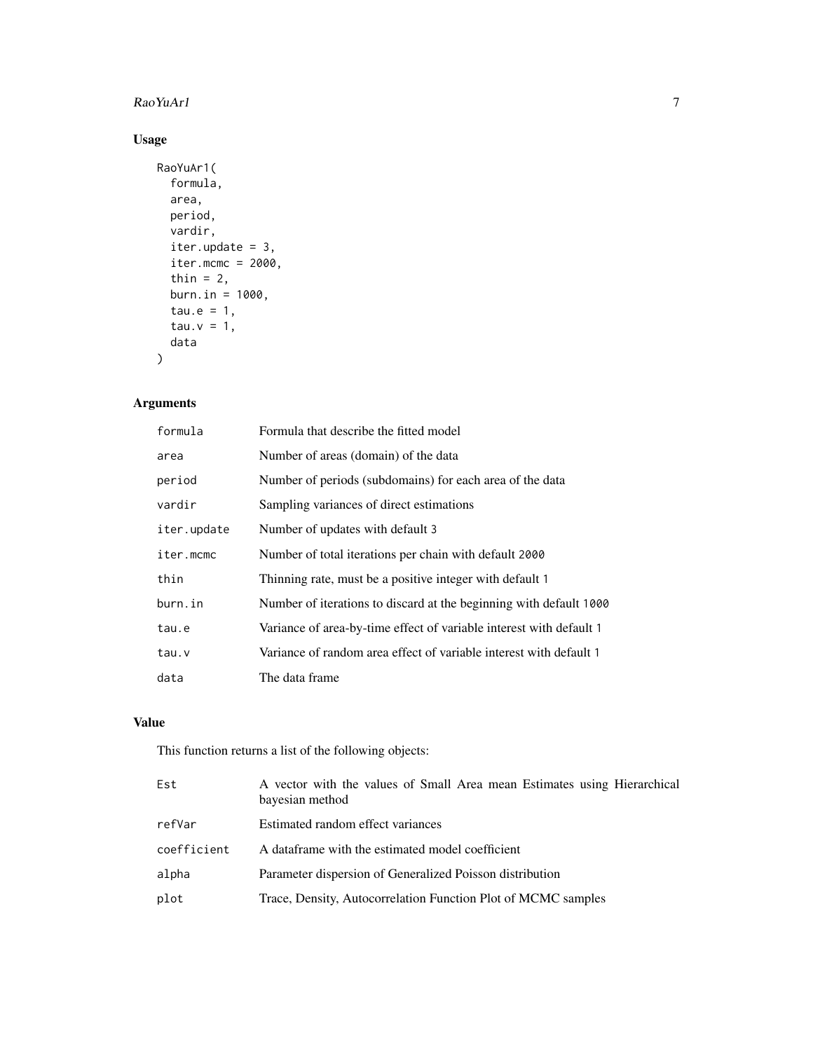## Usage

```
RaoYuAr1(
  formula,
  area,
  period,
  vardir,
  iter.update = 3,
  iter.mcmc = 2000,
  thin = 2,
  burn.in = 1000,
  tau.e = 1,
  tau.v = 1,
  data
)
```

## Arguments

| | |
|---|---|
| formula | Formula that describe the fitted model |
| area | Number of areas (domain) of the data |
| period | Number of periods (subdomains) for each area of the data |
| vardir | Sampling variances of direct estimations |
| iter.update | Number of updates with default 3 |
| iter.mcmc | Number of total iterations per chain with default 2000 |
| thin | Thinning rate, must be a positive integer with default 1 |
| burn.in | Number of iterations to discard at the beginning with default 1000 |
| tau.e | Variance of area-by-time effect of variable interest with default 1 |
| tau.v | Variance of random area effect of variable interest with default 1 |
| data | The data frame |

## Value

This function returns a list of the following objects:

| | |
|---|---|
| Est | A vector with the values of Small Area mean Estimates using Hierarchical bayesian method |
| refVar | Estimated random effect variances |
| coefficient | A dataframe with the estimated model coefficient |
| alpha | Parameter dispersion of Generalized Poisson distribution |
| plot | Trace, Density, Autocorrelation Function Plot of MCMC samples |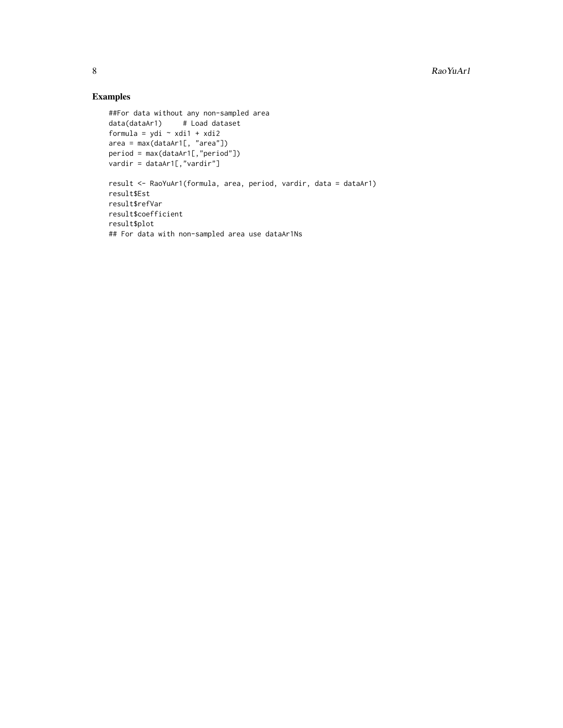## Examples

```
##For data without any non-sampled area
data(dataAr1)     # Load dataset
formula = ydi ~ xdi1 + xdi2
area = max(dataAr1[, "area"])
period = max(dataAr1[,"period"])
vardir = dataAr1[,"vardir"]

result <- RaoYuAr1(formula, area, period, vardir, data = dataAr1)
result$Est
result$refVar
result$coefficient
result$plot
## For data with non-sampled area use dataAr1Ns
```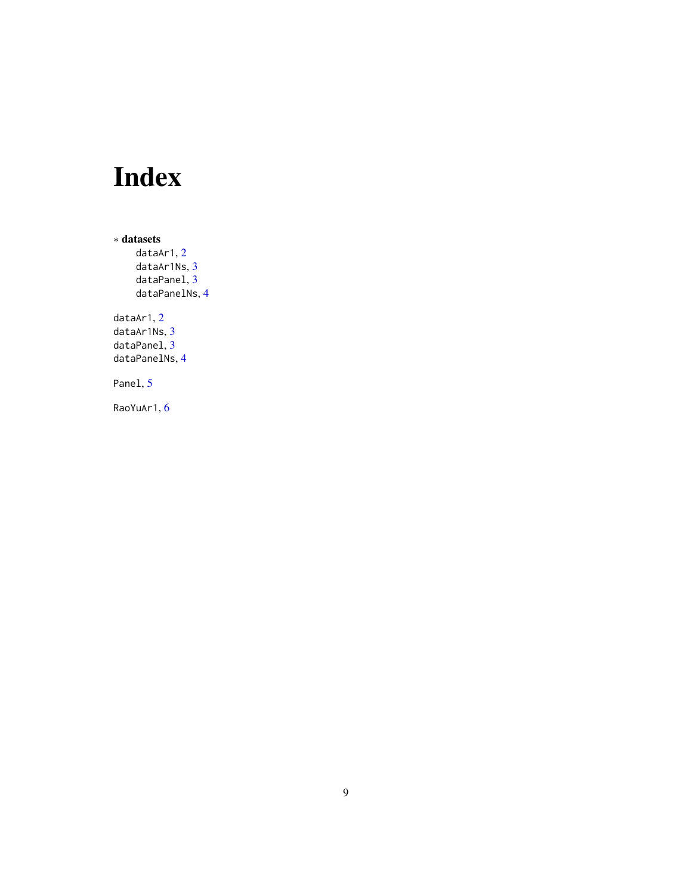# Index

∗ **datasets**

dataAr1, 2
dataAr1Ns, 3
dataPanel, 3
dataPanelNs, 4

dataAr1, 2
dataAr1Ns, 3
dataPanel, 3
dataPanelNs, 4

Panel, 5

RaoYuAr1, 6